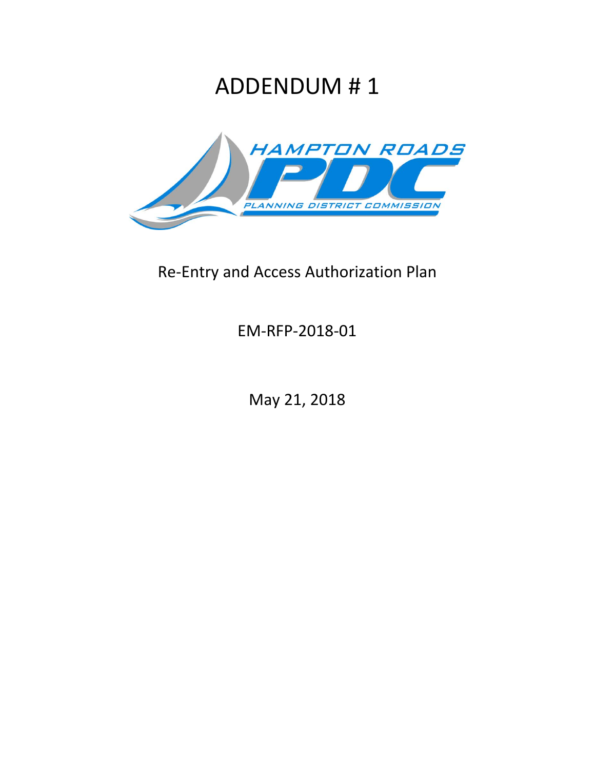# ADDENDUM # 1

HAMPTON ROADS PDC PLANNING DISTRICT COMMISSION

Re-Entry and Access Authorization Plan

EM-RFP-2018-01

May 21, 2018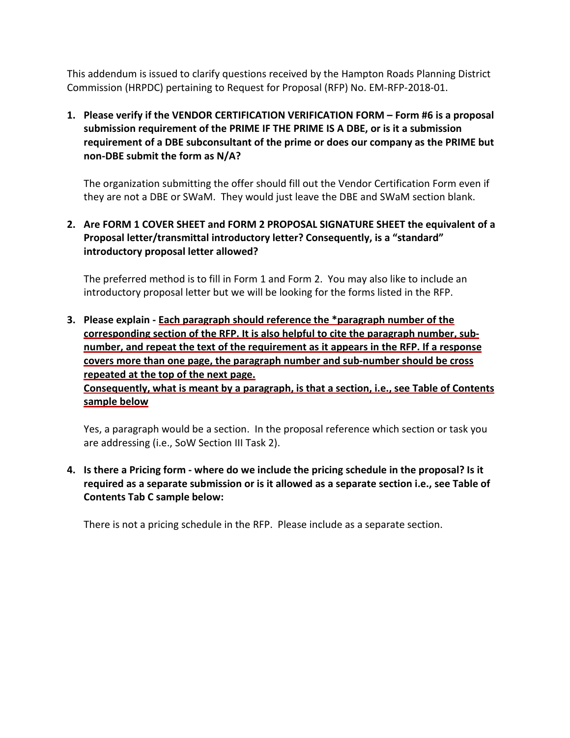This addendum is issued to clarify questions received by the Hampton Roads Planning District Commission (HRPDC) pertaining to Request for Proposal (RFP) No. EM-RFP-2018-01.

1. **Please verify if the VENDOR CERTIFICATION VERIFICATION FORM – Form #6 is a proposal submission requirement of the PRIME IF THE PRIME IS A DBE, or is it a submission requirement of a DBE subconsultant of the prime or does our company as the PRIME but non-DBE submit the form as N/A?**

   The organization submitting the offer should fill out the Vendor Certification Form even if they are not a DBE or SWaM. They would just leave the DBE and SWaM section blank.

2. **Are FORM 1 COVER SHEET and FORM 2 PROPOSAL SIGNATURE SHEET the equivalent of a Proposal letter/transmittal introductory letter? Consequently, is a "standard" introductory proposal letter allowed?**

   The preferred method is to fill in Form 1 and Form 2. You may also like to include an introductory proposal letter but we will be looking for the forms listed in the RFP.

3. **Please explain - <u>Each paragraph should reference the *paragraph number of the corresponding section of the RFP. It is also helpful to cite the paragraph number, sub-number, and repeat the text of the requirement as it appears in the RFP. If a response covers more than one page, the paragraph number and sub-number should be cross repeated at the top of the next page.</u>**
   **<u>Consequently, what is meant by a paragraph, is that a section, i.e., see Table of Contents sample below</u>**

   Yes, a paragraph would be a section. In the proposal reference which section or task you are addressing (i.e., SoW Section III Task 2).

4. **Is there a Pricing form - where do we include the pricing schedule in the proposal? Is it required as a separate submission or is it allowed as a separate section i.e., see Table of Contents Tab C sample below:**

   There is not a pricing schedule in the RFP. Please include as a separate section.